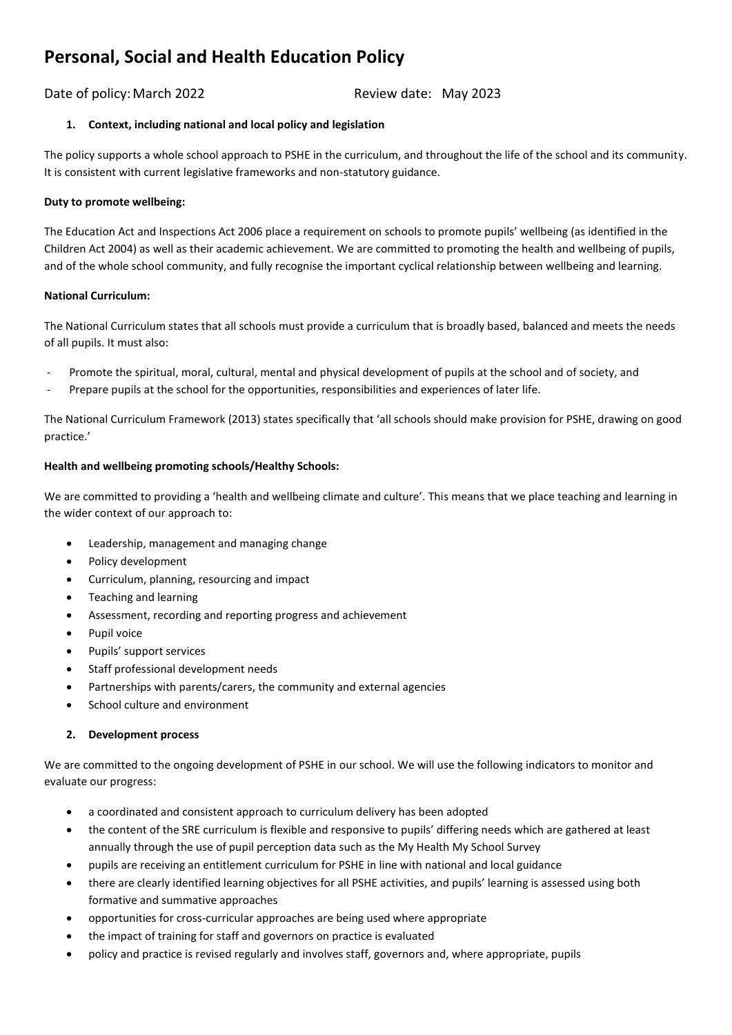# Personal, Social and Health Education Policy

Date of policy: March 2022 Review date: May 2023

## 1. Context, including national and local policy and legislation

The policy supports a whole school approach to PSHE in the curriculum, and throughout the life of the school and its community. It is consistent with current legislative frameworks and non-statutory guidance.

**Duty to promote wellbeing:**

The Education Act and Inspections Act 2006 place a requirement on schools to promote pupils' wellbeing (as identified in the Children Act 2004) as well as their academic achievement. We are committed to promoting the health and wellbeing of pupils, and of the whole school community, and fully recognise the important cyclical relationship between wellbeing and learning.

**National Curriculum:**

The National Curriculum states that all schools must provide a curriculum that is broadly based, balanced and meets the needs of all pupils. It must also:

- Promote the spiritual, moral, cultural, mental and physical development of pupils at the school and of society, and
- Prepare pupils at the school for the opportunities, responsibilities and experiences of later life.

The National Curriculum Framework (2013) states specifically that 'all schools should make provision for PSHE, drawing on good practice.'

**Health and wellbeing promoting schools/Healthy Schools:**

We are committed to providing a 'health and wellbeing climate and culture'. This means that we place teaching and learning in the wider context of our approach to:

- Leadership, management and managing change
- Policy development
- Curriculum, planning, resourcing and impact
- Teaching and learning
- Assessment, recording and reporting progress and achievement
- Pupil voice
- Pupils' support services
- Staff professional development needs
- Partnerships with parents/carers, the community and external agencies
- School culture and environment

## 2. Development process

We are committed to the ongoing development of PSHE in our school. We will use the following indicators to monitor and evaluate our progress:

- a coordinated and consistent approach to curriculum delivery has been adopted
- the content of the SRE curriculum is flexible and responsive to pupils' differing needs which are gathered at least annually through the use of pupil perception data such as the My Health My School Survey
- pupils are receiving an entitlement curriculum for PSHE in line with national and local guidance
- there are clearly identified learning objectives for all PSHE activities, and pupils' learning is assessed using both formative and summative approaches
- opportunities for cross-curricular approaches are being used where appropriate
- the impact of training for staff and governors on practice is evaluated
- policy and practice is revised regularly and involves staff, governors and, where appropriate, pupils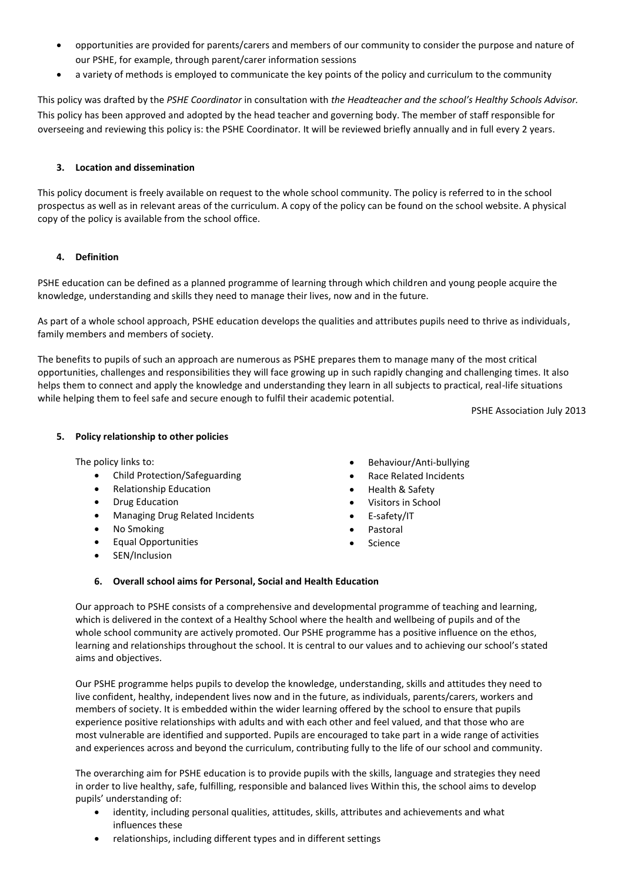- opportunities are provided for parents/carers and members of our community to consider the purpose and nature of our PSHE, for example, through parent/carer information sessions
- a variety of methods is employed to communicate the key points of the policy and curriculum to the community

This policy was drafted by the *PSHE Coordinator* in consultation with *the Headteacher and the school's Healthy Schools Advisor.* This policy has been approved and adopted by the head teacher and governing body. The member of staff responsible for overseeing and reviewing this policy is: the PSHE Coordinator. It will be reviewed briefly annually and in full every 2 years.

### 3. Location and dissemination

This policy document is freely available on request to the whole school community. The policy is referred to in the school prospectus as well as in relevant areas of the curriculum. A copy of the policy can be found on the school website. A physical copy of the policy is available from the school office.

### 4. Definition

PSHE education can be defined as a planned programme of learning through which children and young people acquire the knowledge, understanding and skills they need to manage their lives, now and in the future.

As part of a whole school approach, PSHE education develops the qualities and attributes pupils need to thrive as individuals, family members and members of society.

The benefits to pupils of such an approach are numerous as PSHE prepares them to manage many of the most critical opportunities, challenges and responsibilities they will face growing up in such rapidly changing and challenging times. It also helps them to connect and apply the knowledge and understanding they learn in all subjects to practical, real-life situations while helping them to feel safe and secure enough to fulfil their academic potential.

PSHE Association July 2013

### 5. Policy relationship to other policies

The policy links to:

- Child Protection/Safeguarding
- Relationship Education
- Drug Education
- Managing Drug Related Incidents
- No Smoking
- Equal Opportunities
- SEN/Inclusion
- Behaviour/Anti-bullying
- Race Related Incidents
- Health & Safety
- Visitors in School
- E-safety/IT
- Pastoral
- Science

### 6. Overall school aims for Personal, Social and Health Education

Our approach to PSHE consists of a comprehensive and developmental programme of teaching and learning, which is delivered in the context of a Healthy School where the health and wellbeing of pupils and of the whole school community are actively promoted. Our PSHE programme has a positive influence on the ethos, learning and relationships throughout the school. It is central to our values and to achieving our school's stated aims and objectives.

Our PSHE programme helps pupils to develop the knowledge, understanding, skills and attitudes they need to live confident, healthy, independent lives now and in the future, as individuals, parents/carers, workers and members of society. It is embedded within the wider learning offered by the school to ensure that pupils experience positive relationships with adults and with each other and feel valued, and that those who are most vulnerable are identified and supported. Pupils are encouraged to take part in a wide range of activities and experiences across and beyond the curriculum, contributing fully to the life of our school and community.

The overarching aim for PSHE education is to provide pupils with the skills, language and strategies they need in order to live healthy, safe, fulfilling, responsible and balanced lives Within this, the school aims to develop pupils' understanding of:

- identity, including personal qualities, attitudes, skills, attributes and achievements and what influences these
- relationships, including different types and in different settings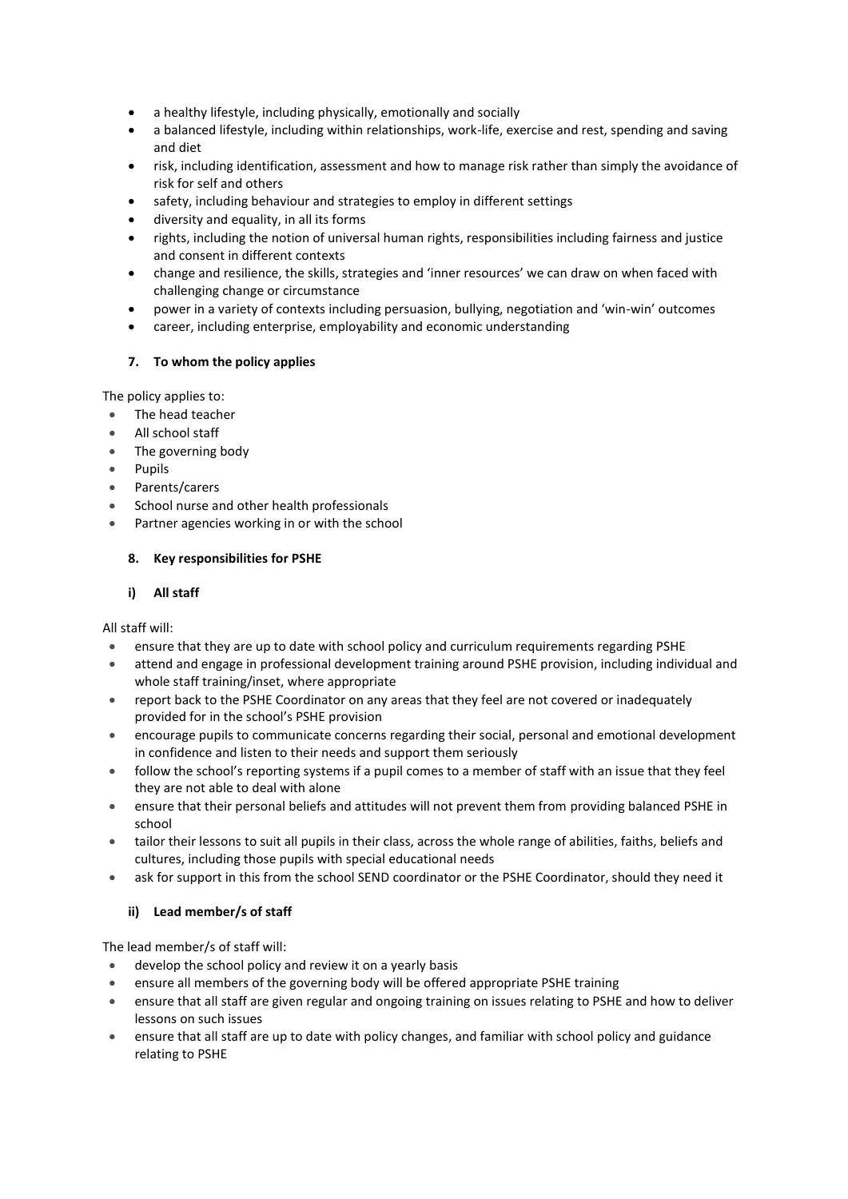- a healthy lifestyle, including physically, emotionally and socially
- a balanced lifestyle, including within relationships, work-life, exercise and rest, spending and saving and diet
- risk, including identification, assessment and how to manage risk rather than simply the avoidance of risk for self and others
- safety, including behaviour and strategies to employ in different settings
- diversity and equality, in all its forms
- rights, including the notion of universal human rights, responsibilities including fairness and justice and consent in different contexts
- change and resilience, the skills, strategies and 'inner resources' we can draw on when faced with challenging change or circumstance
- power in a variety of contexts including persuasion, bullying, negotiation and 'win-win' outcomes
- career, including enterprise, employability and economic understanding

### 7. To whom the policy applies

The policy applies to:

- The head teacher
- All school staff
- The governing body
- Pupils
- Parents/carers
- School nurse and other health professionals
- Partner agencies working in or with the school

### 8. Key responsibilities for PSHE

#### i) All staff

All staff will:

- ensure that they are up to date with school policy and curriculum requirements regarding PSHE
- attend and engage in professional development training around PSHE provision, including individual and whole staff training/inset, where appropriate
- report back to the PSHE Coordinator on any areas that they feel are not covered or inadequately provided for in the school's PSHE provision
- encourage pupils to communicate concerns regarding their social, personal and emotional development in confidence and listen to their needs and support them seriously
- follow the school's reporting systems if a pupil comes to a member of staff with an issue that they feel they are not able to deal with alone
- ensure that their personal beliefs and attitudes will not prevent them from providing balanced PSHE in school
- tailor their lessons to suit all pupils in their class, across the whole range of abilities, faiths, beliefs and cultures, including those pupils with special educational needs
- ask for support in this from the school SEND coordinator or the PSHE Coordinator, should they need it

#### ii) Lead member/s of staff

The lead member/s of staff will:

- develop the school policy and review it on a yearly basis
- ensure all members of the governing body will be offered appropriate PSHE training
- ensure that all staff are given regular and ongoing training on issues relating to PSHE and how to deliver lessons on such issues
- ensure that all staff are up to date with policy changes, and familiar with school policy and guidance relating to PSHE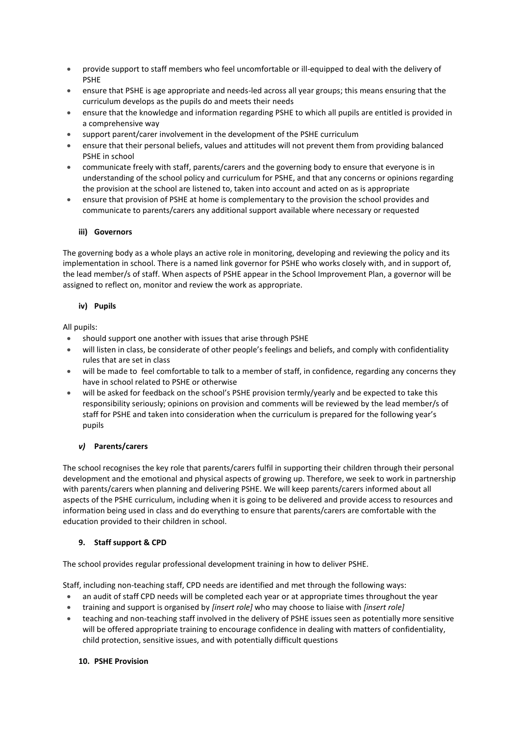- provide support to staff members who feel uncomfortable or ill-equipped to deal with the delivery of PSHE
- ensure that PSHE is age appropriate and needs-led across all year groups; this means ensuring that the curriculum develops as the pupils do and meets their needs
- ensure that the knowledge and information regarding PSHE to which all pupils are entitled is provided in a comprehensive way
- support parent/carer involvement in the development of the PSHE curriculum
- ensure that their personal beliefs, values and attitudes will not prevent them from providing balanced PSHE in school
- communicate freely with staff, parents/carers and the governing body to ensure that everyone is in understanding of the school policy and curriculum for PSHE, and that any concerns or opinions regarding the provision at the school are listened to, taken into account and acted on as is appropriate
- ensure that provision of PSHE at home is complementary to the provision the school provides and communicate to parents/carers any additional support available where necessary or requested

#### iii) Governors

The governing body as a whole plays an active role in monitoring, developing and reviewing the policy and its implementation in school. There is a named link governor for PSHE who works closely with, and in support of, the lead member/s of staff. When aspects of PSHE appear in the School Improvement Plan, a governor will be assigned to reflect on, monitor and review the work as appropriate.

#### iv) Pupils

All pupils:

- should support one another with issues that arise through PSHE
- will listen in class, be considerate of other people's feelings and beliefs, and comply with confidentiality rules that are set in class
- will be made to feel comfortable to talk to a member of staff, in confidence, regarding any concerns they have in school related to PSHE or otherwise
- will be asked for feedback on the school's PSHE provision termly/yearly and be expected to take this responsibility seriously; opinions on provision and comments will be reviewed by the lead member/s of staff for PSHE and taken into consideration when the curriculum is prepared for the following year's pupils

#### *v)* Parents/carers

The school recognises the key role that parents/carers fulfil in supporting their children through their personal development and the emotional and physical aspects of growing up. Therefore, we seek to work in partnership with parents/carers when planning and delivering PSHE. We will keep parents/carers informed about all aspects of the PSHE curriculum, including when it is going to be delivered and provide access to resources and information being used in class and do everything to ensure that parents/carers are comfortable with the education provided to their children in school.

### 9. Staff support & CPD

The school provides regular professional development training in how to deliver PSHE.

Staff, including non-teaching staff, CPD needs are identified and met through the following ways:

- an audit of staff CPD needs will be completed each year or at appropriate times throughout the year
- training and support is organised by *[insert role]* who may choose to liaise with *[insert role]*
- teaching and non-teaching staff involved in the delivery of PSHE issues seen as potentially more sensitive will be offered appropriate training to encourage confidence in dealing with matters of confidentiality, child protection, sensitive issues, and with potentially difficult questions

### 10. PSHE Provision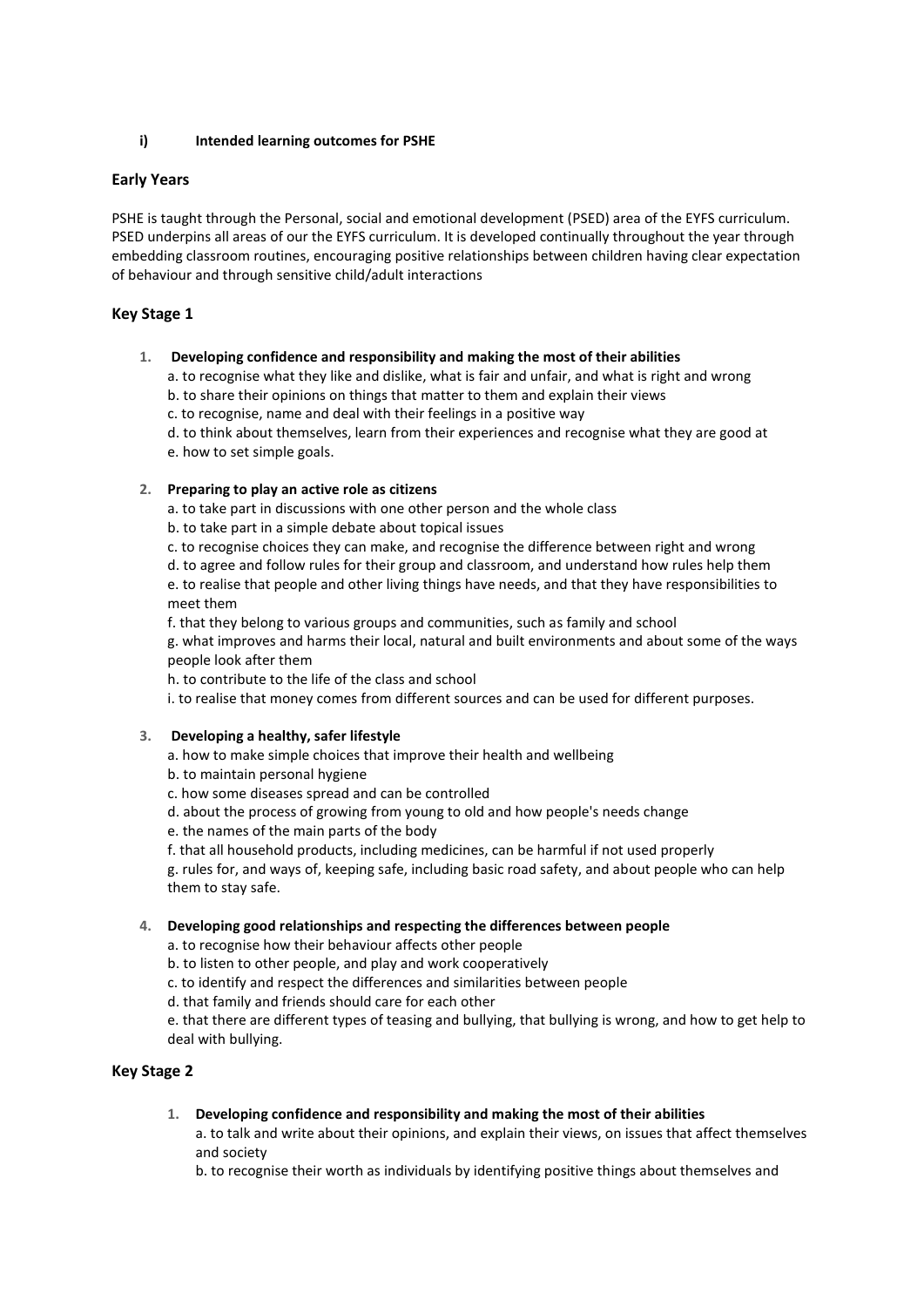**i) Intended learning outcomes for PSHE**

## Early Years

PSHE is taught through the Personal, social and emotional development (PSED) area of the EYFS curriculum. PSED underpins all areas of our the EYFS curriculum. It is developed continually throughout the year through embedding classroom routines, encouraging positive relationships between children having clear expectation of behaviour and through sensitive child/adult interactions

## Key Stage 1

1. **Developing confidence and responsibility and making the most of their abilities**
   a. to recognise what they like and dislike, what is fair and unfair, and what is right and wrong
   b. to share their opinions on things that matter to them and explain their views
   c. to recognise, name and deal with their feelings in a positive way
   d. to think about themselves, learn from their experiences and recognise what they are good at
   e. how to set simple goals.

2. **Preparing to play an active role as citizens**
   a. to take part in discussions with one other person and the whole class
   b. to take part in a simple debate about topical issues
   c. to recognise choices they can make, and recognise the difference between right and wrong
   d. to agree and follow rules for their group and classroom, and understand how rules help them
   e. to realise that people and other living things have needs, and that they have responsibilities to meet them
   f. that they belong to various groups and communities, such as family and school
   g. what improves and harms their local, natural and built environments and about some of the ways people look after them
   h. to contribute to the life of the class and school
   i. to realise that money comes from different sources and can be used for different purposes.

3. **Developing a healthy, safer lifestyle**
   a. how to make simple choices that improve their health and wellbeing
   b. to maintain personal hygiene
   c. how some diseases spread and can be controlled
   d. about the process of growing from young to old and how people's needs change
   e. the names of the main parts of the body
   f. that all household products, including medicines, can be harmful if not used properly
   g. rules for, and ways of, keeping safe, including basic road safety, and about people who can help them to stay safe.

4. **Developing good relationships and respecting the differences between people**
   a. to recognise how their behaviour affects other people
   b. to listen to other people, and play and work cooperatively
   c. to identify and respect the differences and similarities between people
   d. that family and friends should care for each other
   e. that there are different types of teasing and bullying, that bullying is wrong, and how to get help to deal with bullying.

## Key Stage 2

1. **Developing confidence and responsibility and making the most of their abilities**
   a. to talk and write about their opinions, and explain their views, on issues that affect themselves and society
   b. to recognise their worth as individuals by identifying positive things about themselves and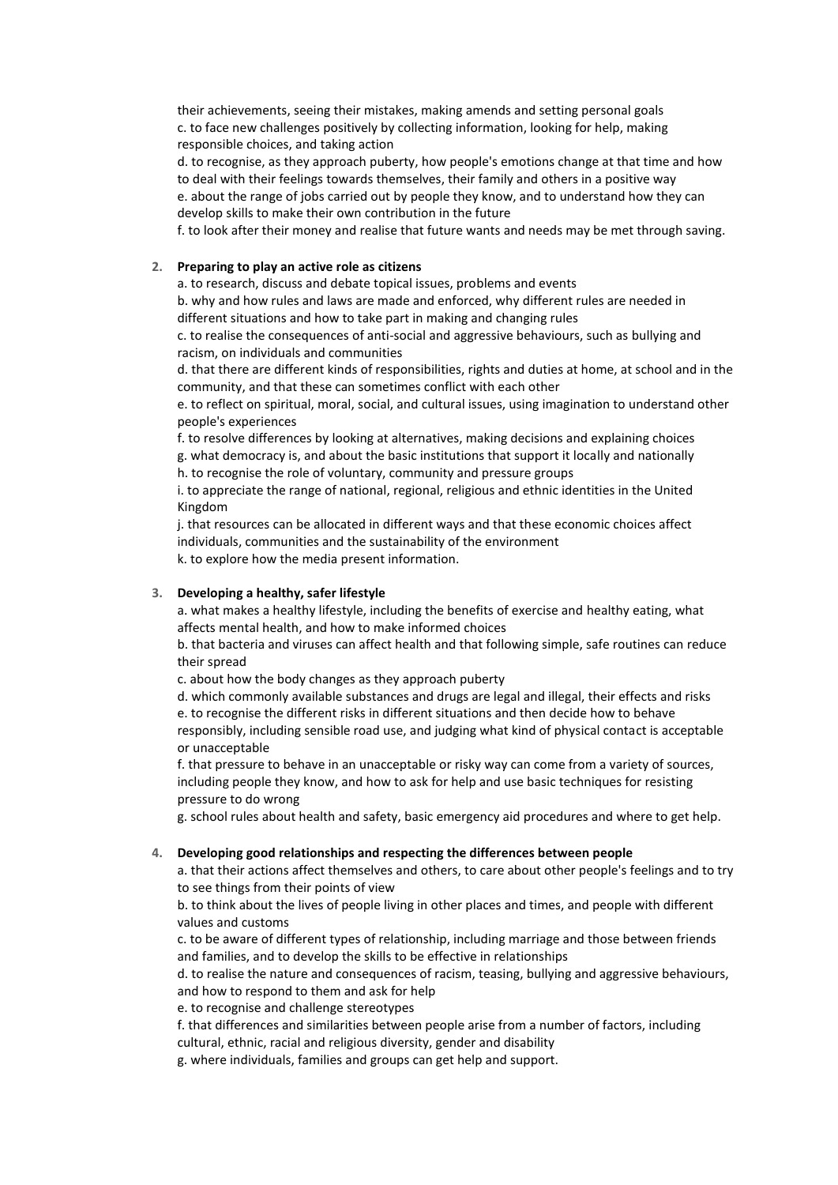their achievements, seeing their mistakes, making amends and setting personal goals

c. to face new challenges positively by collecting information, looking for help, making responsible choices, and taking action

d. to recognise, as they approach puberty, how people's emotions change at that time and how to deal with their feelings towards themselves, their family and others in a positive way

e. about the range of jobs carried out by people they know, and to understand how they can develop skills to make their own contribution in the future

f. to look after their money and realise that future wants and needs may be met through saving.

2. **Preparing to play an active role as citizens**

a. to research, discuss and debate topical issues, problems and events

b. why and how rules and laws are made and enforced, why different rules are needed in different situations and how to take part in making and changing rules

c. to realise the consequences of anti-social and aggressive behaviours, such as bullying and racism, on individuals and communities

d. that there are different kinds of responsibilities, rights and duties at home, at school and in the community, and that these can sometimes conflict with each other

e. to reflect on spiritual, moral, social, and cultural issues, using imagination to understand other people's experiences

f. to resolve differences by looking at alternatives, making decisions and explaining choices

g. what democracy is, and about the basic institutions that support it locally and nationally

h. to recognise the role of voluntary, community and pressure groups

i. to appreciate the range of national, regional, religious and ethnic identities in the United Kingdom

j. that resources can be allocated in different ways and that these economic choices affect individuals, communities and the sustainability of the environment

k. to explore how the media present information.

3. **Developing a healthy, safer lifestyle**

a. what makes a healthy lifestyle, including the benefits of exercise and healthy eating, what affects mental health, and how to make informed choices

b. that bacteria and viruses can affect health and that following simple, safe routines can reduce their spread

c. about how the body changes as they approach puberty

d. which commonly available substances and drugs are legal and illegal, their effects and risks

e. to recognise the different risks in different situations and then decide how to behave responsibly, including sensible road use, and judging what kind of physical contact is acceptable or unacceptable

f. that pressure to behave in an unacceptable or risky way can come from a variety of sources, including people they know, and how to ask for help and use basic techniques for resisting pressure to do wrong

g. school rules about health and safety, basic emergency aid procedures and where to get help.

4. **Developing good relationships and respecting the differences between people**

a. that their actions affect themselves and others, to care about other people's feelings and to try to see things from their points of view

b. to think about the lives of people living in other places and times, and people with different values and customs

c. to be aware of different types of relationship, including marriage and those between friends and families, and to develop the skills to be effective in relationships

d. to realise the nature and consequences of racism, teasing, bullying and aggressive behaviours, and how to respond to them and ask for help

e. to recognise and challenge stereotypes

f. that differences and similarities between people arise from a number of factors, including cultural, ethnic, racial and religious diversity, gender and disability

g. where individuals, families and groups can get help and support.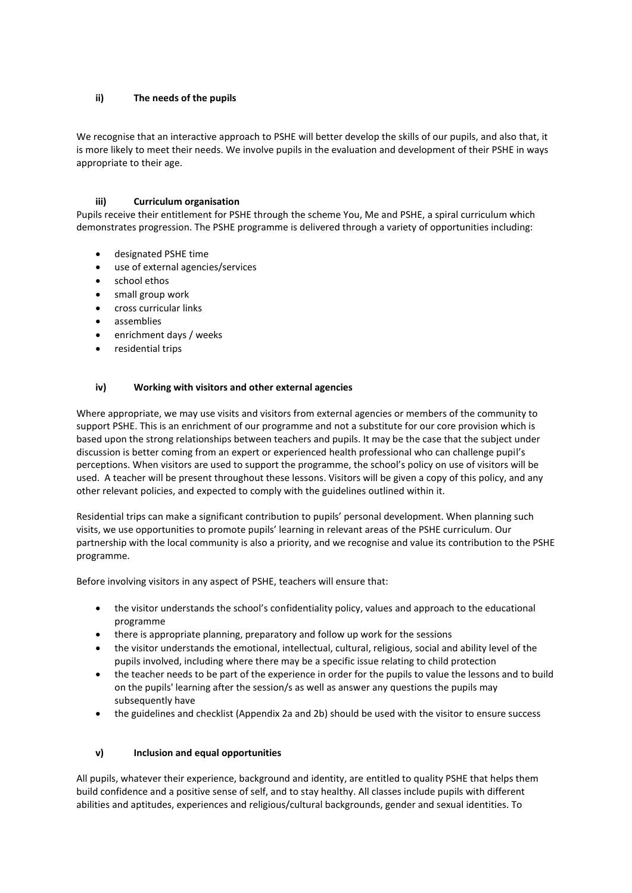### ii) The needs of the pupils

We recognise that an interactive approach to PSHE will better develop the skills of our pupils, and also that, it is more likely to meet their needs. We involve pupils in the evaluation and development of their PSHE in ways appropriate to their age.

### iii) Curriculum organisation

Pupils receive their entitlement for PSHE through the scheme You, Me and PSHE, a spiral curriculum which demonstrates progression. The PSHE programme is delivered through a variety of opportunities including:

- designated PSHE time
- use of external agencies/services
- school ethos
- small group work
- cross curricular links
- assemblies
- enrichment days / weeks
- residential trips

### iv) Working with visitors and other external agencies

Where appropriate, we may use visits and visitors from external agencies or members of the community to support PSHE. This is an enrichment of our programme and not a substitute for our core provision which is based upon the strong relationships between teachers and pupils. It may be the case that the subject under discussion is better coming from an expert or experienced health professional who can challenge pupil's perceptions. When visitors are used to support the programme, the school's policy on use of visitors will be used. A teacher will be present throughout these lessons. Visitors will be given a copy of this policy, and any other relevant policies, and expected to comply with the guidelines outlined within it.

Residential trips can make a significant contribution to pupils' personal development. When planning such visits, we use opportunities to promote pupils' learning in relevant areas of the PSHE curriculum. Our partnership with the local community is also a priority, and we recognise and value its contribution to the PSHE programme.

Before involving visitors in any aspect of PSHE, teachers will ensure that:

- the visitor understands the school's confidentiality policy, values and approach to the educational programme
- there is appropriate planning, preparatory and follow up work for the sessions
- the visitor understands the emotional, intellectual, cultural, religious, social and ability level of the pupils involved, including where there may be a specific issue relating to child protection
- the teacher needs to be part of the experience in order for the pupils to value the lessons and to build on the pupils' learning after the session/s as well as answer any questions the pupils may subsequently have
- the guidelines and checklist (Appendix 2a and 2b) should be used with the visitor to ensure success

### v) Inclusion and equal opportunities

All pupils, whatever their experience, background and identity, are entitled to quality PSHE that helps them build confidence and a positive sense of self, and to stay healthy. All classes include pupils with different abilities and aptitudes, experiences and religious/cultural backgrounds, gender and sexual identities. To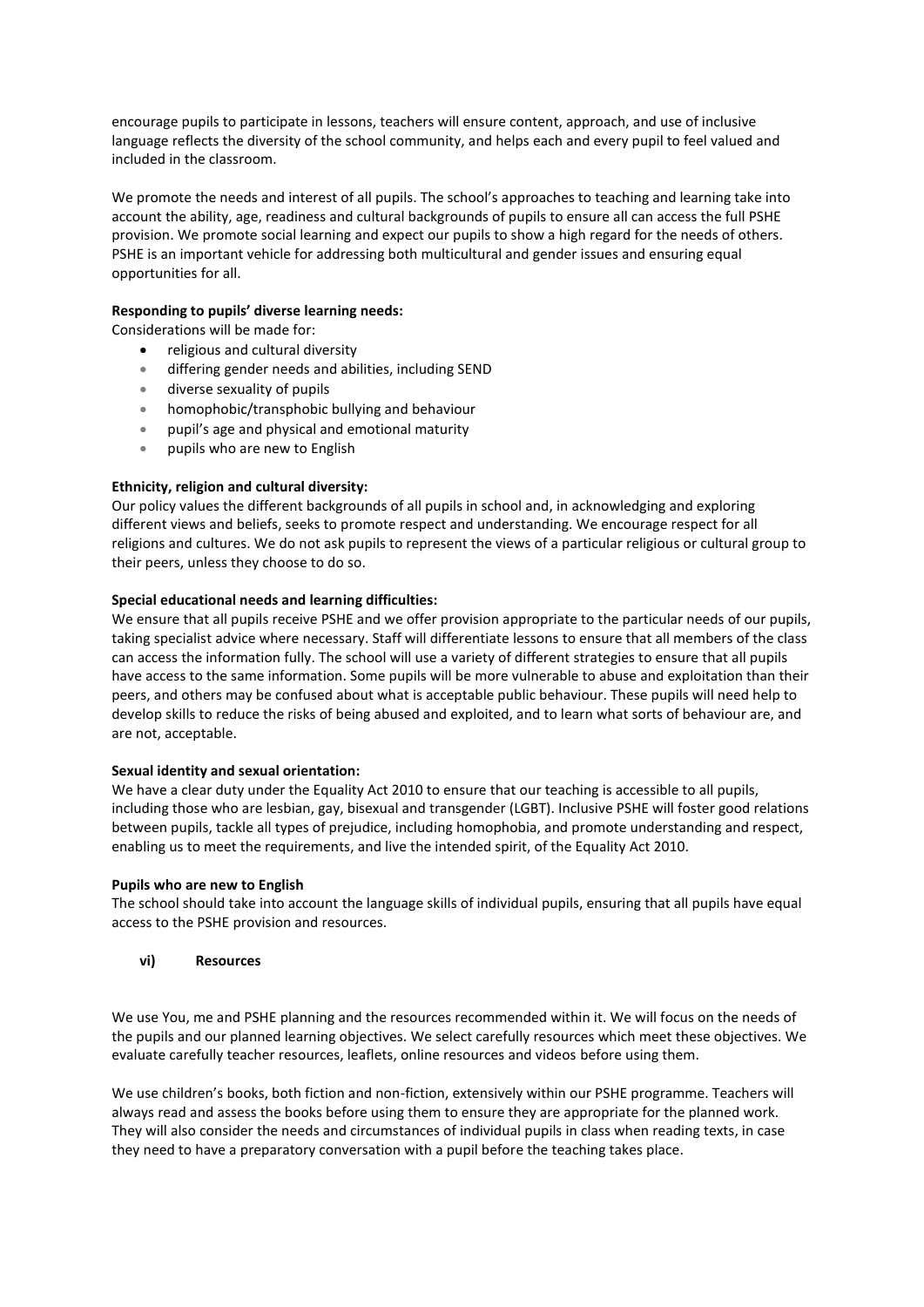encourage pupils to participate in lessons, teachers will ensure content, approach, and use of inclusive language reflects the diversity of the school community, and helps each and every pupil to feel valued and included in the classroom.

We promote the needs and interest of all pupils. The school's approaches to teaching and learning take into account the ability, age, readiness and cultural backgrounds of pupils to ensure all can access the full PSHE provision. We promote social learning and expect our pupils to show a high regard for the needs of others. PSHE is an important vehicle for addressing both multicultural and gender issues and ensuring equal opportunities for all.

**Responding to pupils' diverse learning needs:**

Considerations will be made for:

- religious and cultural diversity
- differing gender needs and abilities, including SEND
- diverse sexuality of pupils
- homophobic/transphobic bullying and behaviour
- pupil's age and physical and emotional maturity
- pupils who are new to English

**Ethnicity, religion and cultural diversity:**

Our policy values the different backgrounds of all pupils in school and, in acknowledging and exploring different views and beliefs, seeks to promote respect and understanding. We encourage respect for all religions and cultures. We do not ask pupils to represent the views of a particular religious or cultural group to their peers, unless they choose to do so.

**Special educational needs and learning difficulties:**

We ensure that all pupils receive PSHE and we offer provision appropriate to the particular needs of our pupils, taking specialist advice where necessary. Staff will differentiate lessons to ensure that all members of the class can access the information fully. The school will use a variety of different strategies to ensure that all pupils have access to the same information. Some pupils will be more vulnerable to abuse and exploitation than their peers, and others may be confused about what is acceptable public behaviour. These pupils will need help to develop skills to reduce the risks of being abused and exploited, and to learn what sorts of behaviour are, and are not, acceptable.

**Sexual identity and sexual orientation:**

We have a clear duty under the Equality Act 2010 to ensure that our teaching is accessible to all pupils, including those who are lesbian, gay, bisexual and transgender (LGBT). Inclusive PSHE will foster good relations between pupils, tackle all types of prejudice, including homophobia, and promote understanding and respect, enabling us to meet the requirements, and live the intended spirit, of the Equality Act 2010.

**Pupils who are new to English**

The school should take into account the language skills of individual pupils, ensuring that all pupils have equal access to the PSHE provision and resources.

### vi) Resources

We use You, me and PSHE planning and the resources recommended within it. We will focus on the needs of the pupils and our planned learning objectives. We select carefully resources which meet these objectives. We evaluate carefully teacher resources, leaflets, online resources and videos before using them.

We use children's books, both fiction and non-fiction, extensively within our PSHE programme. Teachers will always read and assess the books before using them to ensure they are appropriate for the planned work. They will also consider the needs and circumstances of individual pupils in class when reading texts, in case they need to have a preparatory conversation with a pupil before the teaching takes place.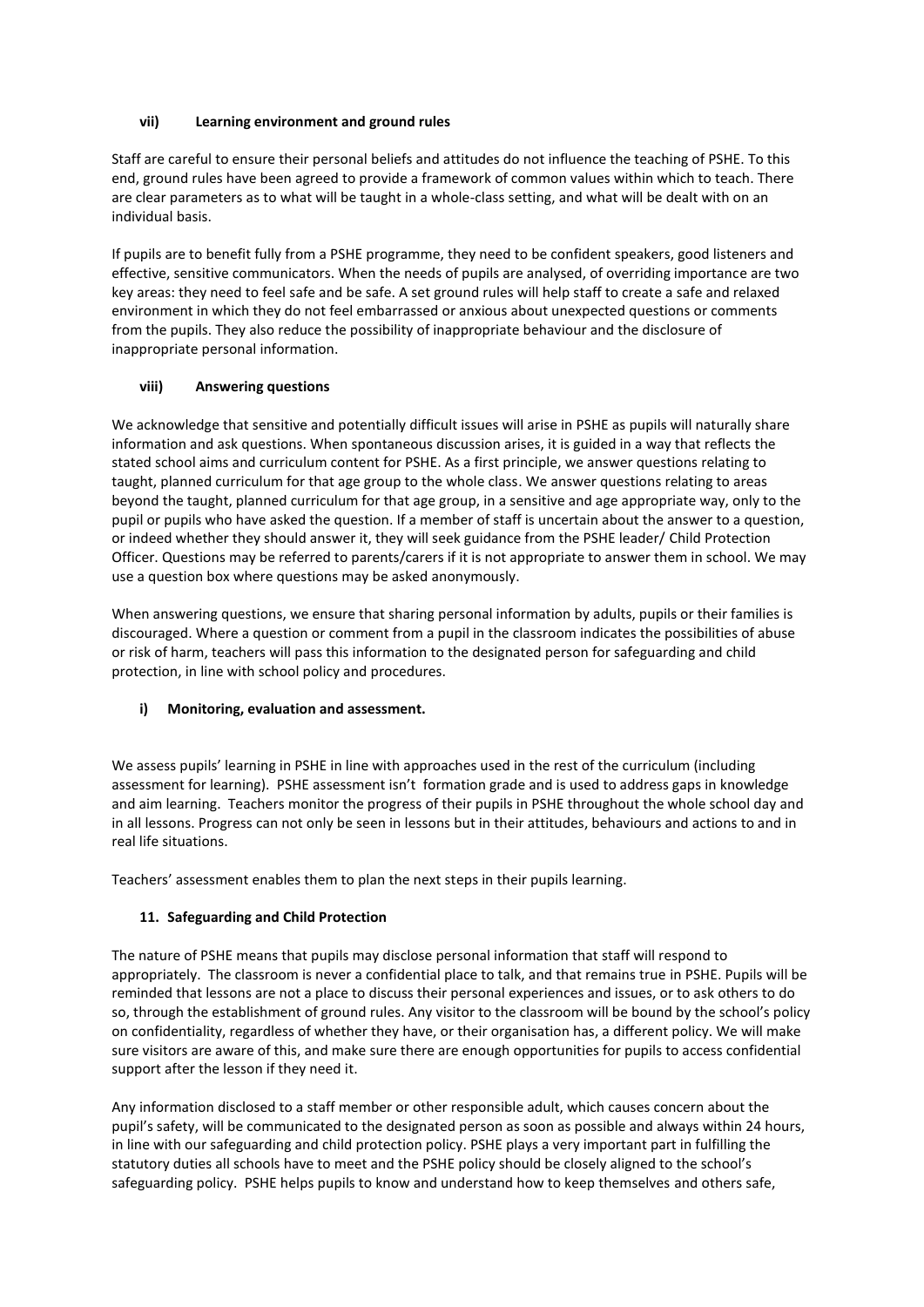### vii) Learning environment and ground rules

Staff are careful to ensure their personal beliefs and attitudes do not influence the teaching of PSHE. To this end, ground rules have been agreed to provide a framework of common values within which to teach. There are clear parameters as to what will be taught in a whole-class setting, and what will be dealt with on an individual basis.

If pupils are to benefit fully from a PSHE programme, they need to be confident speakers, good listeners and effective, sensitive communicators. When the needs of pupils are analysed, of overriding importance are two key areas: they need to feel safe and be safe. A set ground rules will help staff to create a safe and relaxed environment in which they do not feel embarrassed or anxious about unexpected questions or comments from the pupils. They also reduce the possibility of inappropriate behaviour and the disclosure of inappropriate personal information.

### viii) Answering questions

We acknowledge that sensitive and potentially difficult issues will arise in PSHE as pupils will naturally share information and ask questions. When spontaneous discussion arises, it is guided in a way that reflects the stated school aims and curriculum content for PSHE. As a first principle, we answer questions relating to taught, planned curriculum for that age group to the whole class. We answer questions relating to areas beyond the taught, planned curriculum for that age group, in a sensitive and age appropriate way, only to the pupil or pupils who have asked the question. If a member of staff is uncertain about the answer to a question, or indeed whether they should answer it, they will seek guidance from the PSHE leader/ Child Protection Officer. Questions may be referred to parents/carers if it is not appropriate to answer them in school. We may use a question box where questions may be asked anonymously.

When answering questions, we ensure that sharing personal information by adults, pupils or their families is discouraged. Where a question or comment from a pupil in the classroom indicates the possibilities of abuse or risk of harm, teachers will pass this information to the designated person for safeguarding and child protection, in line with school policy and procedures.

### i) Monitoring, evaluation and assessment.

We assess pupils' learning in PSHE in line with approaches used in the rest of the curriculum (including assessment for learning). PSHE assessment isn't formation grade and is used to address gaps in knowledge and aim learning. Teachers monitor the progress of their pupils in PSHE throughout the whole school day and in all lessons. Progress can not only be seen in lessons but in their attitudes, behaviours and actions to and in real life situations.

Teachers' assessment enables them to plan the next steps in their pupils learning.

## 11. Safeguarding and Child Protection

The nature of PSHE means that pupils may disclose personal information that staff will respond to appropriately. The classroom is never a confidential place to talk, and that remains true in PSHE. Pupils will be reminded that lessons are not a place to discuss their personal experiences and issues, or to ask others to do so, through the establishment of ground rules. Any visitor to the classroom will be bound by the school's policy on confidentiality, regardless of whether they have, or their organisation has, a different policy. We will make sure visitors are aware of this, and make sure there are enough opportunities for pupils to access confidential support after the lesson if they need it.

Any information disclosed to a staff member or other responsible adult, which causes concern about the pupil's safety, will be communicated to the designated person as soon as possible and always within 24 hours, in line with our safeguarding and child protection policy. PSHE plays a very important part in fulfilling the statutory duties all schools have to meet and the PSHE policy should be closely aligned to the school's safeguarding policy. PSHE helps pupils to know and understand how to keep themselves and others safe,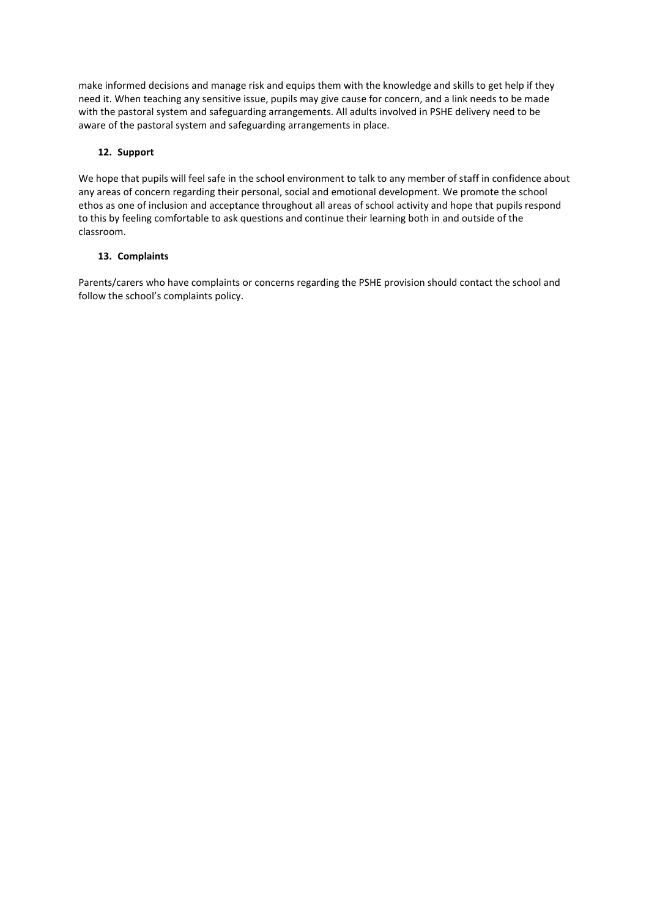make informed decisions and manage risk and equips them with the knowledge and skills to get help if they need it. When teaching any sensitive issue, pupils may give cause for concern, and a link needs to be made with the pastoral system and safeguarding arrangements. All adults involved in PSHE delivery need to be aware of the pastoral system and safeguarding arrangements in place.

## 12. Support

We hope that pupils will feel safe in the school environment to talk to any member of staff in confidence about any areas of concern regarding their personal, social and emotional development. We promote the school ethos as one of inclusion and acceptance throughout all areas of school activity and hope that pupils respond to this by feeling comfortable to ask questions and continue their learning both in and outside of the classroom.

## 13. Complaints

Parents/carers who have complaints or concerns regarding the PSHE provision should contact the school and follow the school's complaints policy.